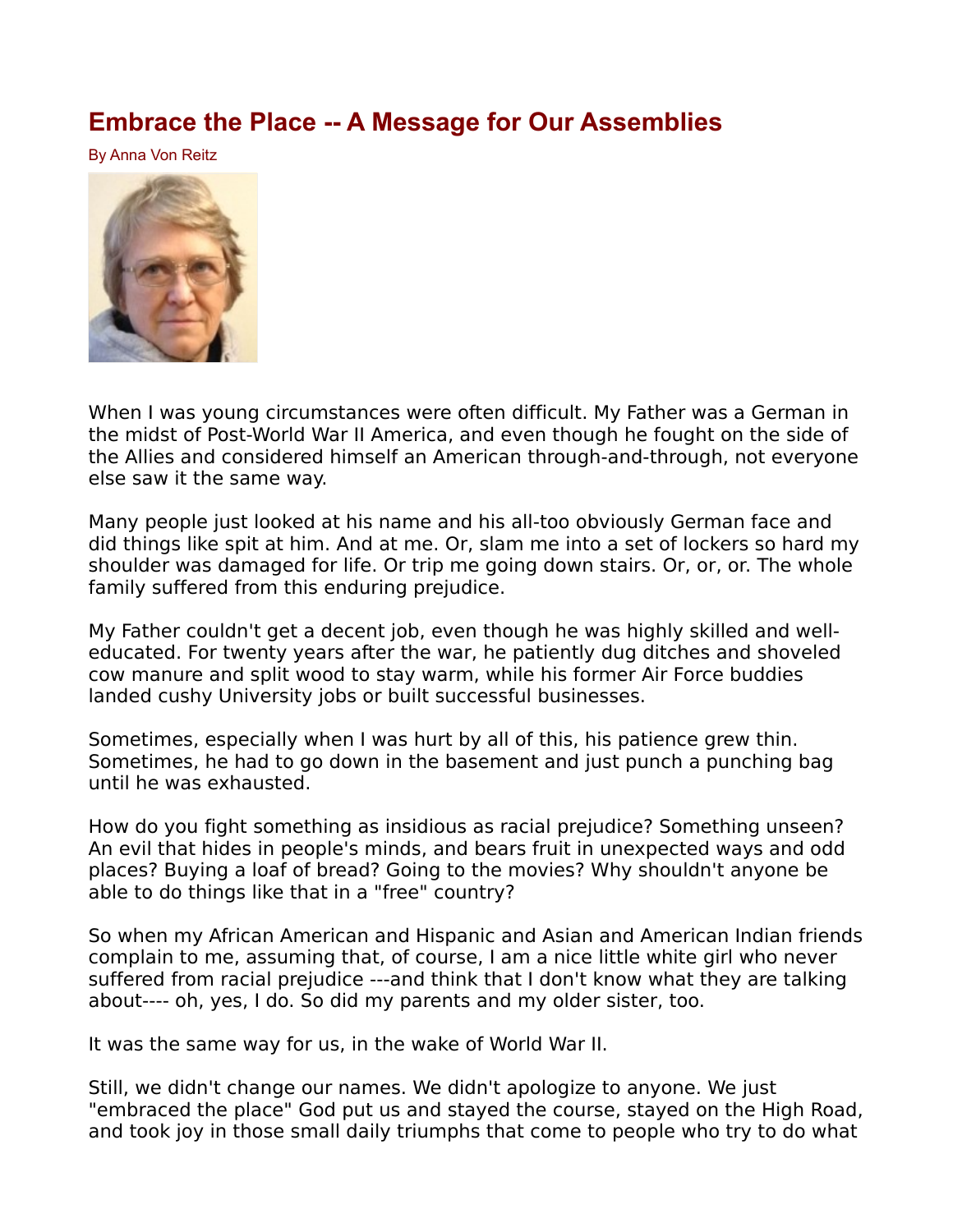# Embrace the Place -- A Message for Our Assemblies

By Anna Von Reitz

When I was young circumstances were often difficult. My Father was a German in the midst of Post-World War II America, and even though he fought on the side of the Allies and considered himself an American through-and-through, not everyone else saw it the same way.

Many people just looked at his name and his all-too obviously German face and did things like spit at him. And at me. Or, slam me into a set of lockers so hard my shoulder was damaged for life. Or trip me going down stairs. Or, or, or. The whole family suffered from this enduring prejudice.

My Father couldn't get a decent job, even though he was highly skilled and well-educated. For twenty years after the war, he patiently dug ditches and shoveled cow manure and split wood to stay warm, while his former Air Force buddies landed cushy University jobs or built successful businesses.

Sometimes, especially when I was hurt by all of this, his patience grew thin. Sometimes, he had to go down in the basement and just punch a punching bag until he was exhausted.

How do you fight something as insidious as racial prejudice? Something unseen? An evil that hides in people's minds, and bears fruit in unexpected ways and odd places? Buying a loaf of bread? Going to the movies? Why shouldn't anyone be able to do things like that in a "free" country?

So when my African American and Hispanic and Asian and American Indian friends complain to me, assuming that, of course, I am a nice little white girl who never suffered from racial prejudice ---and think that I don't know what they are talking about---- oh, yes, I do. So did my parents and my older sister, too.

It was the same way for us, in the wake of World War II.

Still, we didn't change our names. We didn't apologize to anyone. We just "embraced the place" God put us and stayed the course, stayed on the High Road, and took joy in those small daily triumphs that come to people who try to do what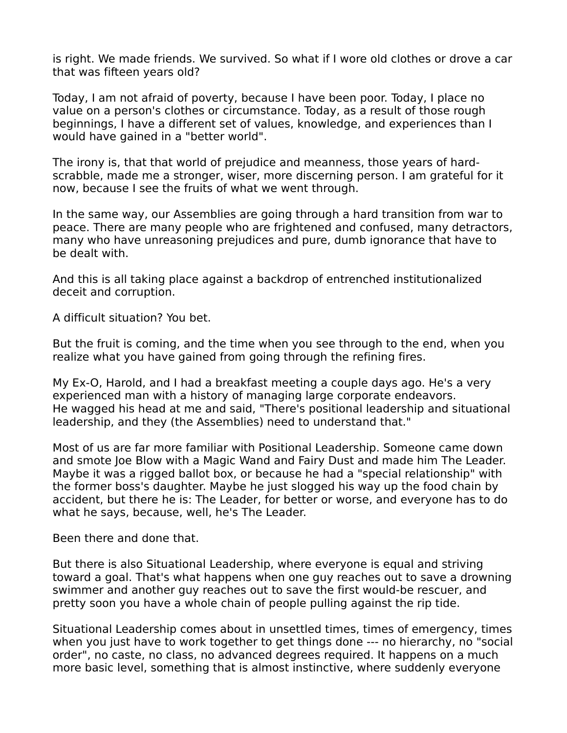is right. We made friends. We survived. So what if I wore old clothes or drove a car that was fifteen years old?

Today, I am not afraid of poverty, because I have been poor. Today, I place no value on a person's clothes or circumstance. Today, as a result of those rough beginnings, I have a different set of values, knowledge, and experiences than I would have gained in a "better world".

The irony is, that that world of prejudice and meanness, those years of hard-scrabble, made me a stronger, wiser, more discerning person. I am grateful for it now, because I see the fruits of what we went through.

In the same way, our Assemblies are going through a hard transition from war to peace. There are many people who are frightened and confused, many detractors, many who have unreasoning prejudices and pure, dumb ignorance that have to be dealt with.

And this is all taking place against a backdrop of entrenched institutionalized deceit and corruption.

A difficult situation? You bet.

But the fruit is coming, and the time when you see through to the end, when you realize what you have gained from going through the refining fires.

My Ex-O, Harold, and I had a breakfast meeting a couple days ago. He's a very experienced man with a history of managing large corporate endeavors.
He wagged his head at me and said, "There's positional leadership and situational leadership, and they (the Assemblies) need to understand that."

Most of us are far more familiar with Positional Leadership. Someone came down and smote Joe Blow with a Magic Wand and Fairy Dust and made him The Leader. Maybe it was a rigged ballot box, or because he had a "special relationship" with the former boss's daughter. Maybe he just slogged his way up the food chain by accident, but there he is: The Leader, for better or worse, and everyone has to do what he says, because, well, he's The Leader.

Been there and done that.

But there is also Situational Leadership, where everyone is equal and striving toward a goal. That's what happens when one guy reaches out to save a drowning swimmer and another guy reaches out to save the first would-be rescuer, and pretty soon you have a whole chain of people pulling against the rip tide.

Situational Leadership comes about in unsettled times, times of emergency, times when you just have to work together to get things done --- no hierarchy, no "social order", no caste, no class, no advanced degrees required. It happens on a much more basic level, something that is almost instinctive, where suddenly everyone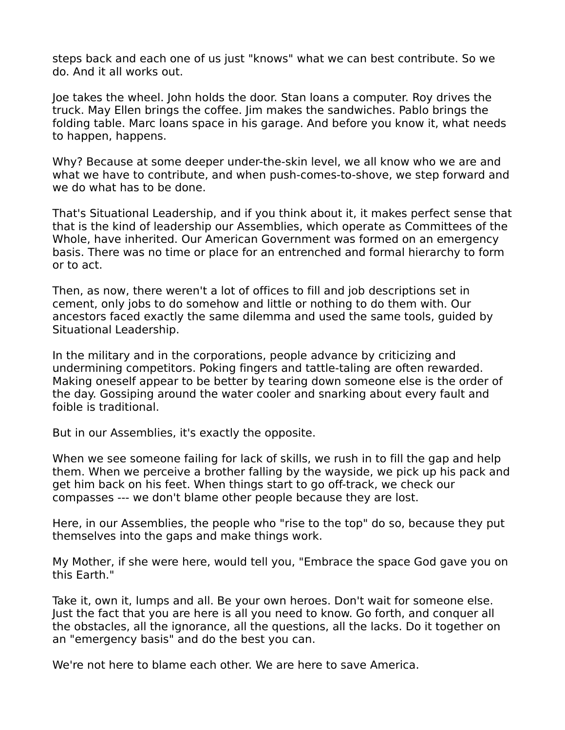steps back and each one of us just "knows" what we can best contribute. So we do. And it all works out.

Joe takes the wheel. John holds the door. Stan loans a computer. Roy drives the truck. May Ellen brings the coffee. Jim makes the sandwiches. Pablo brings the folding table. Marc loans space in his garage. And before you know it, what needs to happen, happens.

Why? Because at some deeper under-the-skin level, we all know who we are and what we have to contribute, and when push-comes-to-shove, we step forward and we do what has to be done.

That's Situational Leadership, and if you think about it, it makes perfect sense that that is the kind of leadership our Assemblies, which operate as Committees of the Whole, have inherited. Our American Government was formed on an emergency basis. There was no time or place for an entrenched and formal hierarchy to form or to act.

Then, as now, there weren't a lot of offices to fill and job descriptions set in cement, only jobs to do somehow and little or nothing to do them with. Our ancestors faced exactly the same dilemma and used the same tools, guided by Situational Leadership.

In the military and in the corporations, people advance by criticizing and undermining competitors. Poking fingers and tattle-taling are often rewarded. Making oneself appear to be better by tearing down someone else is the order of the day. Gossiping around the water cooler and snarking about every fault and foible is traditional.

But in our Assemblies, it's exactly the opposite.

When we see someone failing for lack of skills, we rush in to fill the gap and help them. When we perceive a brother falling by the wayside, we pick up his pack and get him back on his feet. When things start to go off-track, we check our compasses --- we don't blame other people because they are lost.

Here, in our Assemblies, the people who "rise to the top" do so, because they put themselves into the gaps and make things work.

My Mother, if she were here, would tell you, "Embrace the space God gave you on this Earth."

Take it, own it, lumps and all. Be your own heroes. Don't wait for someone else. Just the fact that you are here is all you need to know. Go forth, and conquer all the obstacles, all the ignorance, all the questions, all the lacks. Do it together on an "emergency basis" and do the best you can.

We're not here to blame each other. We are here to save America.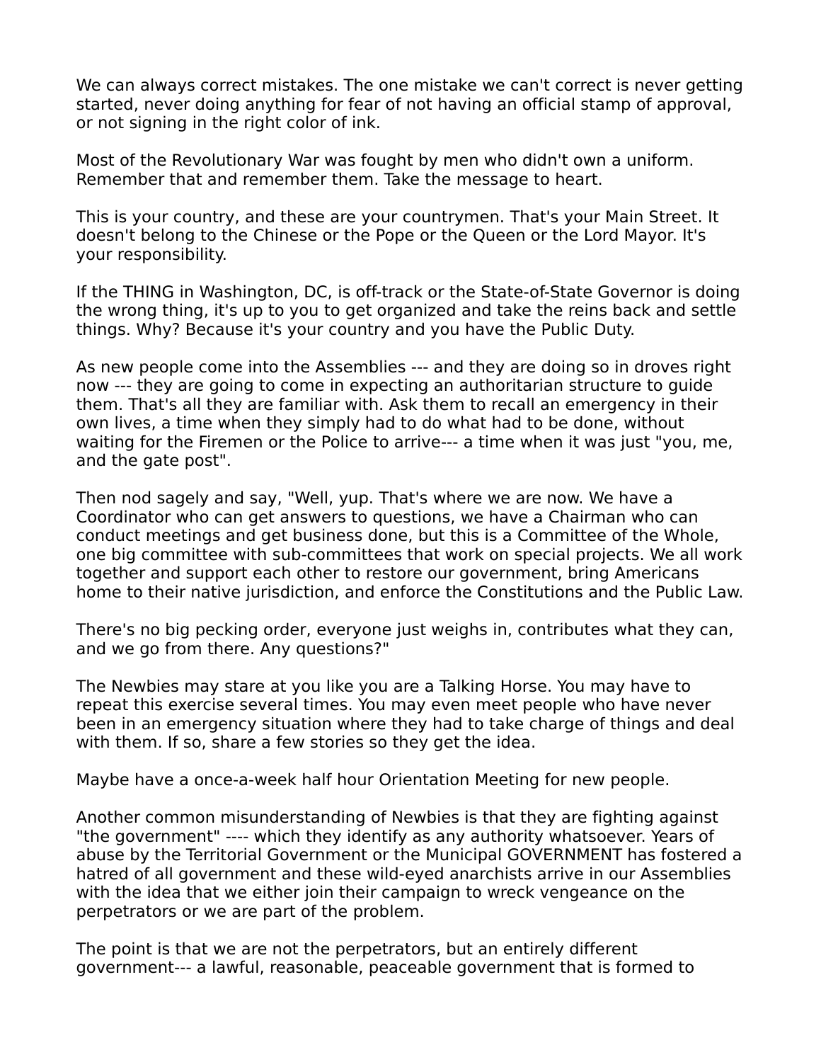We can always correct mistakes. The one mistake we can't correct is never getting started, never doing anything for fear of not having an official stamp of approval, or not signing in the right color of ink.

Most of the Revolutionary War was fought by men who didn't own a uniform. Remember that and remember them. Take the message to heart.

This is your country, and these are your countrymen. That's your Main Street. It doesn't belong to the Chinese or the Pope or the Queen or the Lord Mayor. It's your responsibility.

If the THING in Washington, DC, is off-track or the State-of-State Governor is doing the wrong thing, it's up to you to get organized and take the reins back and settle things. Why? Because it's your country and you have the Public Duty.

As new people come into the Assemblies --- and they are doing so in droves right now --- they are going to come in expecting an authoritarian structure to guide them. That's all they are familiar with. Ask them to recall an emergency in their own lives, a time when they simply had to do what had to be done, without waiting for the Firemen or the Police to arrive--- a time when it was just "you, me, and the gate post".

Then nod sagely and say, "Well, yup. That's where we are now. We have a Coordinator who can get answers to questions, we have a Chairman who can conduct meetings and get business done, but this is a Committee of the Whole, one big committee with sub-committees that work on special projects. We all work together and support each other to restore our government, bring Americans home to their native jurisdiction, and enforce the Constitutions and the Public Law.

There's no big pecking order, everyone just weighs in, contributes what they can, and we go from there. Any questions?"

The Newbies may stare at you like you are a Talking Horse. You may have to repeat this exercise several times. You may even meet people who have never been in an emergency situation where they had to take charge of things and deal with them. If so, share a few stories so they get the idea.

Maybe have a once-a-week half hour Orientation Meeting for new people.

Another common misunderstanding of Newbies is that they are fighting against "the government" ---- which they identify as any authority whatsoever. Years of abuse by the Territorial Government or the Municipal GOVERNMENT has fostered a hatred of all government and these wild-eyed anarchists arrive in our Assemblies with the idea that we either join their campaign to wreck vengeance on the perpetrators or we are part of the problem.

The point is that we are not the perpetrators, but an entirely different government--- a lawful, reasonable, peaceable government that is formed to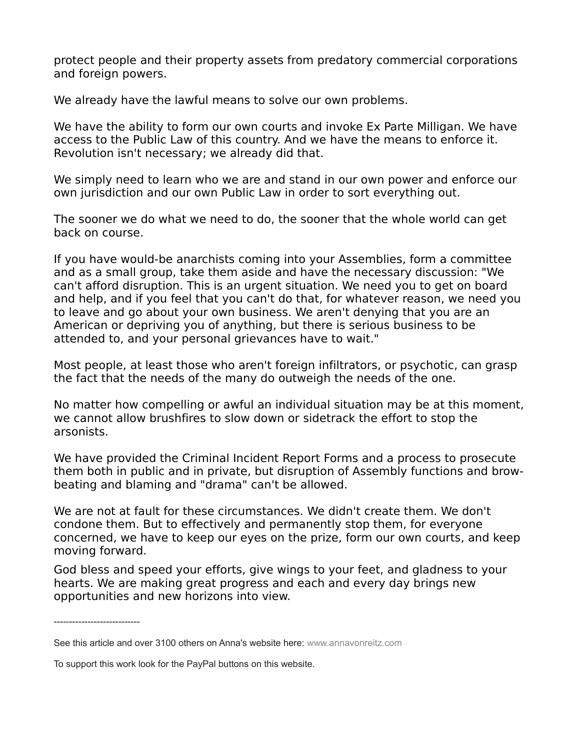protect people and their property assets from predatory commercial corporations and foreign powers.

We already have the lawful means to solve our own problems.

We have the ability to form our own courts and invoke Ex Parte Milligan. We have access to the Public Law of this country. And we have the means to enforce it. Revolution isn't necessary; we already did that.

We simply need to learn who we are and stand in our own power and enforce our own jurisdiction and our own Public Law in order to sort everything out.

The sooner we do what we need to do, the sooner that the whole world can get back on course.

If you have would-be anarchists coming into your Assemblies, form a committee and as a small group, take them aside and have the necessary discussion: "We can't afford disruption. This is an urgent situation. We need you to get on board and help, and if you feel that you can't do that, for whatever reason, we need you to leave and go about your own business. We aren't denying that you are an American or depriving you of anything, but there is serious business to be attended to, and your personal grievances have to wait."

Most people, at least those who aren't foreign infiltrators, or psychotic, can grasp the fact that the needs of the many do outweigh the needs of the one.

No matter how compelling or awful an individual situation may be at this moment, we cannot allow brushfires to slow down or sidetrack the effort to stop the arsonists.

We have provided the Criminal Incident Report Forms and a process to prosecute them both in public and in private, but disruption of Assembly functions and brow-beating and blaming and "drama" can't be allowed.

We are not at fault for these circumstances. We didn't create them. We don't condone them. But to effectively and permanently stop them, for everyone concerned, we have to keep our eyes on the prize, form our own courts, and keep moving forward.

God bless and speed your efforts, give wings to your feet, and gladness to your hearts. We are making great progress and each and every day brings new opportunities and new horizons into view.

----------------------------

See this article and over 3100 others on Anna's website here: www.annavonreitz.com

To support this work look for the PayPal buttons on this website.